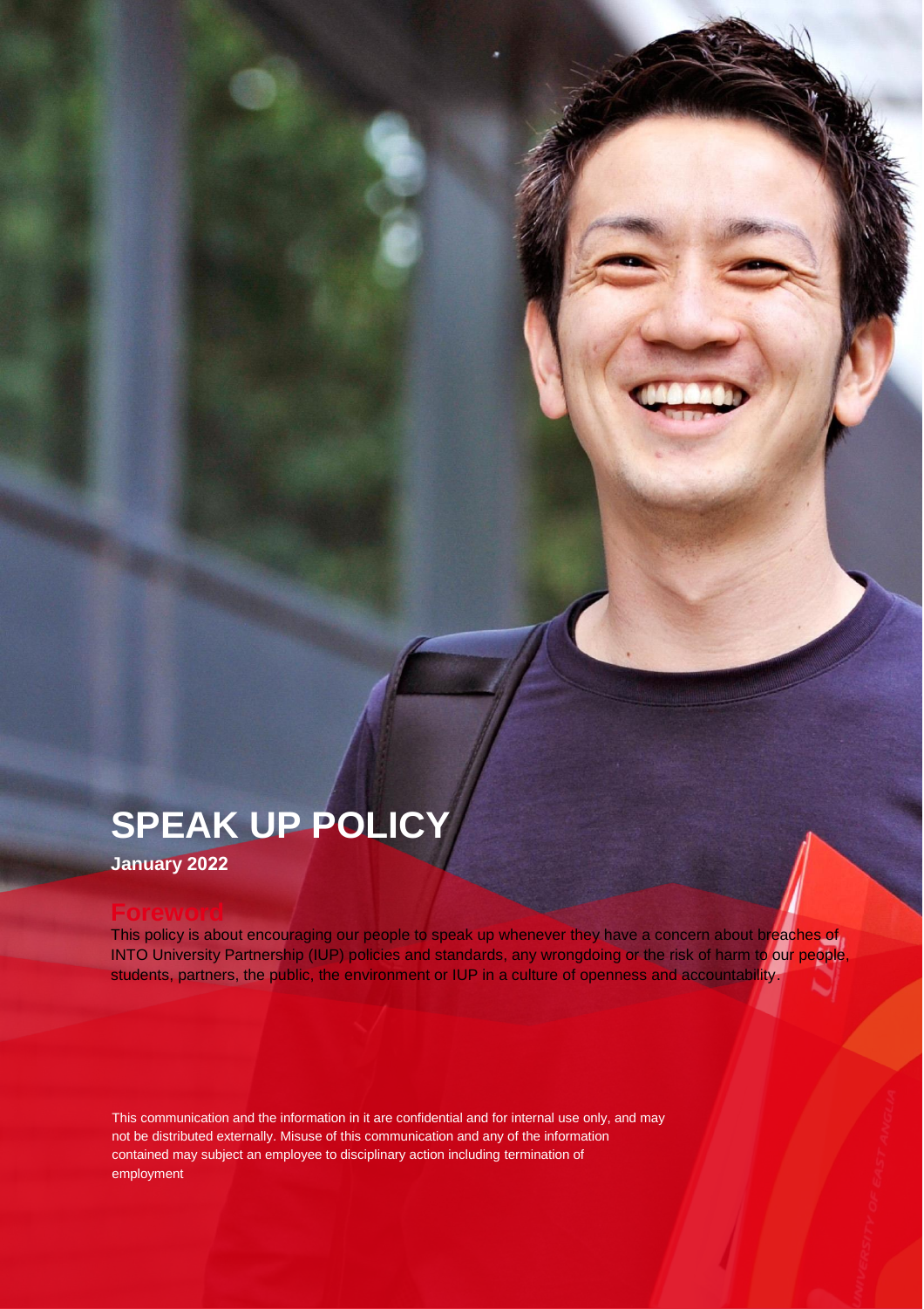# SPEAK UP POLICY

**January 2022**

## Foreword

This policy is about encouraging our people to speak up whenever they have a concern about breaches of INTO University Partnership (IUP) policies and standards, any wrongdoing or the risk of harm to our people, students, partners, the public, the environment or IUP in a culture of openness and accountability.

This communication and the information in it are confidential and for internal use only, and may not be distributed externally. Misuse of this communication and any of the information contained may subject an employee to disciplinary action including termination of employment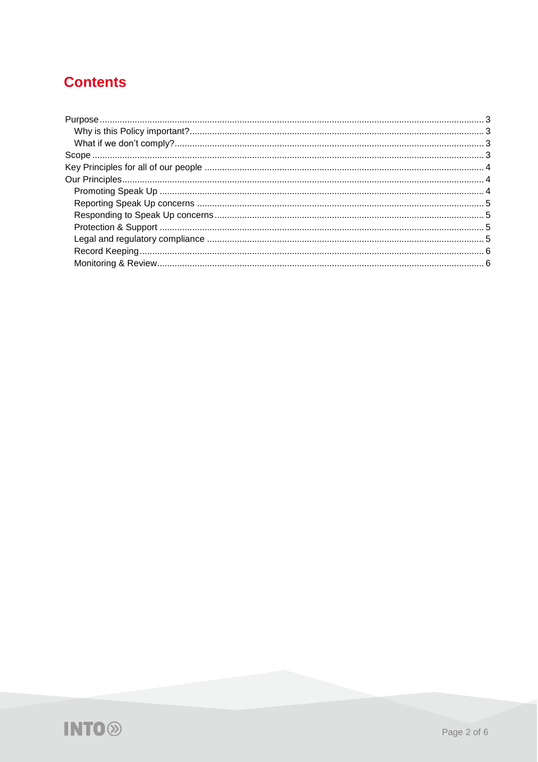# Contents

- Purpose ... 3
  - Why is this Policy important? ... 3
  - What if we don't comply? ... 3
- Scope ... 3
- Key Principles for all of our people ... 4
- Our Principles ... 4
  - Promoting Speak Up ... 4
  - Reporting Speak Up concerns ... 5
  - Responding to Speak Up concerns ... 5
  - Protection & Support ... 5
  - Legal and regulatory compliance ... 5
  - Record Keeping ... 6
  - Monitoring & Review ... 6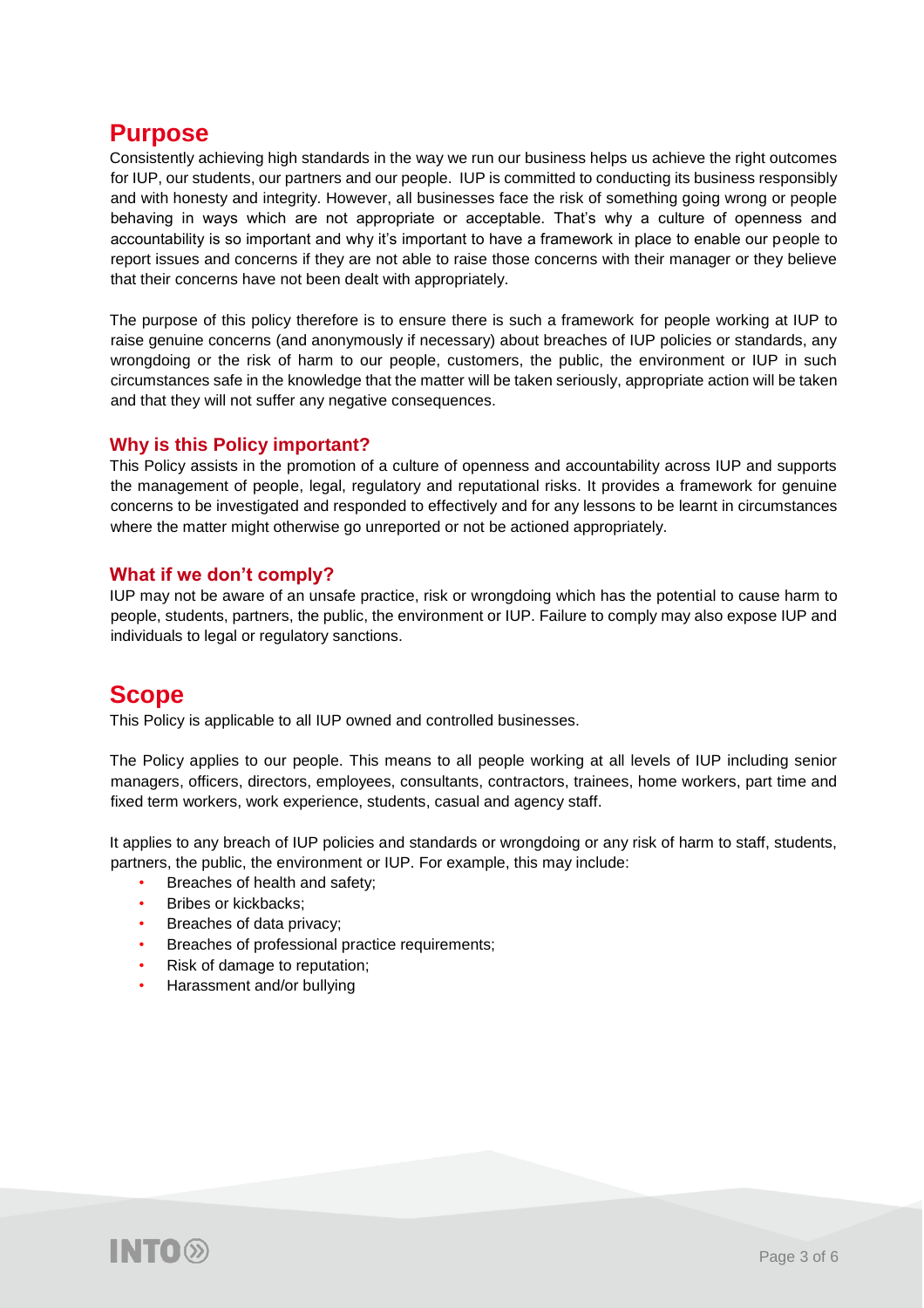# Purpose

Consistently achieving high standards in the way we run our business helps us achieve the right outcomes for IUP, our students, our partners and our people. IUP is committed to conducting its business responsibly and with honesty and integrity. However, all businesses face the risk of something going wrong or people behaving in ways which are not appropriate or acceptable. That's why a culture of openness and accountability is so important and why it's important to have a framework in place to enable our people to report issues and concerns if they are not able to raise those concerns with their manager or they believe that their concerns have not been dealt with appropriately.

The purpose of this policy therefore is to ensure there is such a framework for people working at IUP to raise genuine concerns (and anonymously if necessary) about breaches of IUP policies or standards, any wrongdoing or the risk of harm to our people, customers, the public, the environment or IUP in such circumstances safe in the knowledge that the matter will be taken seriously, appropriate action will be taken and that they will not suffer any negative consequences.

## Why is this Policy important?

This Policy assists in the promotion of a culture of openness and accountability across IUP and supports the management of people, legal, regulatory and reputational risks. It provides a framework for genuine concerns to be investigated and responded to effectively and for any lessons to be learnt in circumstances where the matter might otherwise go unreported or not be actioned appropriately.

## What if we don't comply?

IUP may not be aware of an unsafe practice, risk or wrongdoing which has the potential to cause harm to people, students, partners, the public, the environment or IUP. Failure to comply may also expose IUP and individuals to legal or regulatory sanctions.

# Scope

This Policy is applicable to all IUP owned and controlled businesses.

The Policy applies to our people. This means to all people working at all levels of IUP including senior managers, officers, directors, employees, consultants, contractors, trainees, home workers, part time and fixed term workers, work experience, students, casual and agency staff.

It applies to any breach of IUP policies and standards or wrongdoing or any risk of harm to staff, students, partners, the public, the environment or IUP. For example, this may include:

- Breaches of health and safety;
- Bribes or kickbacks;
- Breaches of data privacy;
- Breaches of professional practice requirements;
- Risk of damage to reputation;
- Harassment and/or bullying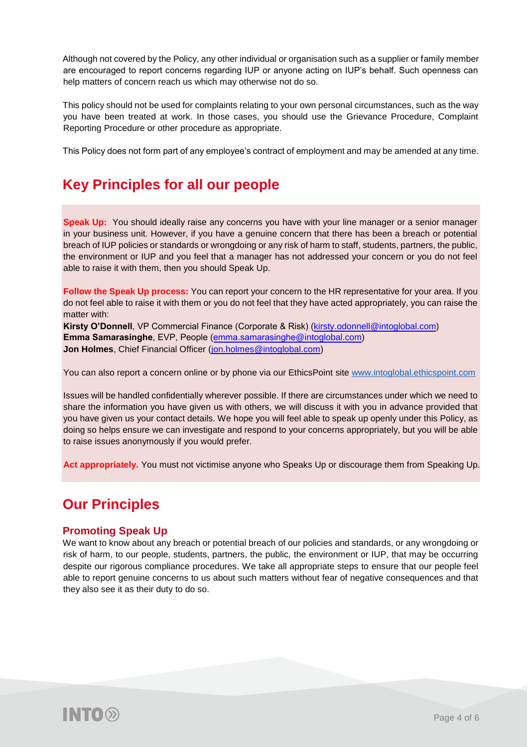Although not covered by the Policy, any other individual or organisation such as a supplier or family member are encouraged to report concerns regarding IUP or anyone acting on IUP's behalf. Such openness can help matters of concern reach us which may otherwise not do so.

This policy should not be used for complaints relating to your own personal circumstances, such as the way you have been treated at work. In those cases, you should use the Grievance Procedure, Complaint Reporting Procedure or other procedure as appropriate.

This Policy does not form part of any employee's contract of employment and may be amended at any time.

## Key Principles for all our people

**Speak Up:** You should ideally raise any concerns you have with your line manager or a senior manager in your business unit. However, if you have a genuine concern that there has been a breach or potential breach of IUP policies or standards or wrongdoing or any risk of harm to staff, students, partners, the public, the environment or IUP and you feel that a manager has not addressed your concern or you do not feel able to raise it with them, then you should Speak Up.

**Follow the Speak Up process:** You can report your concern to the HR representative for your area. If you do not feel able to raise it with them or you do not feel that they have acted appropriately, you can raise the matter with:
**Kirsty O'Donnell**, VP Commercial Finance (Corporate & Risk) (kirsty.odonnell@intoglobal.com)
**Emma Samarasinghe**, EVP, People (emma.samarasinghe@intoglobal.com)
**Jon Holmes**, Chief Financial Officer (jon.holmes@intoglobal.com)

You can also report a concern online or by phone via our EthicsPoint site www.intoglobal.ethicspoint.com

Issues will be handled confidentially wherever possible. If there are circumstances under which we need to share the information you have given us with others, we will discuss it with you in advance provided that you have given us your contact details. We hope you will feel able to speak up openly under this Policy, as doing so helps ensure we can investigate and respond to your concerns appropriately, but you will be able to raise issues anonymously if you would prefer.

**Act appropriately.** You must not victimise anyone who Speaks Up or discourage them from Speaking Up.

## Our Principles

### Promoting Speak Up

We want to know about any breach or potential breach of our policies and standards, or any wrongdoing or risk of harm, to our people, students, partners, the public, the environment or IUP, that may be occurring despite our rigorous compliance procedures. We take all appropriate steps to ensure that our people feel able to report genuine concerns to us about such matters without fear of negative consequences and that they also see it as their duty to do so.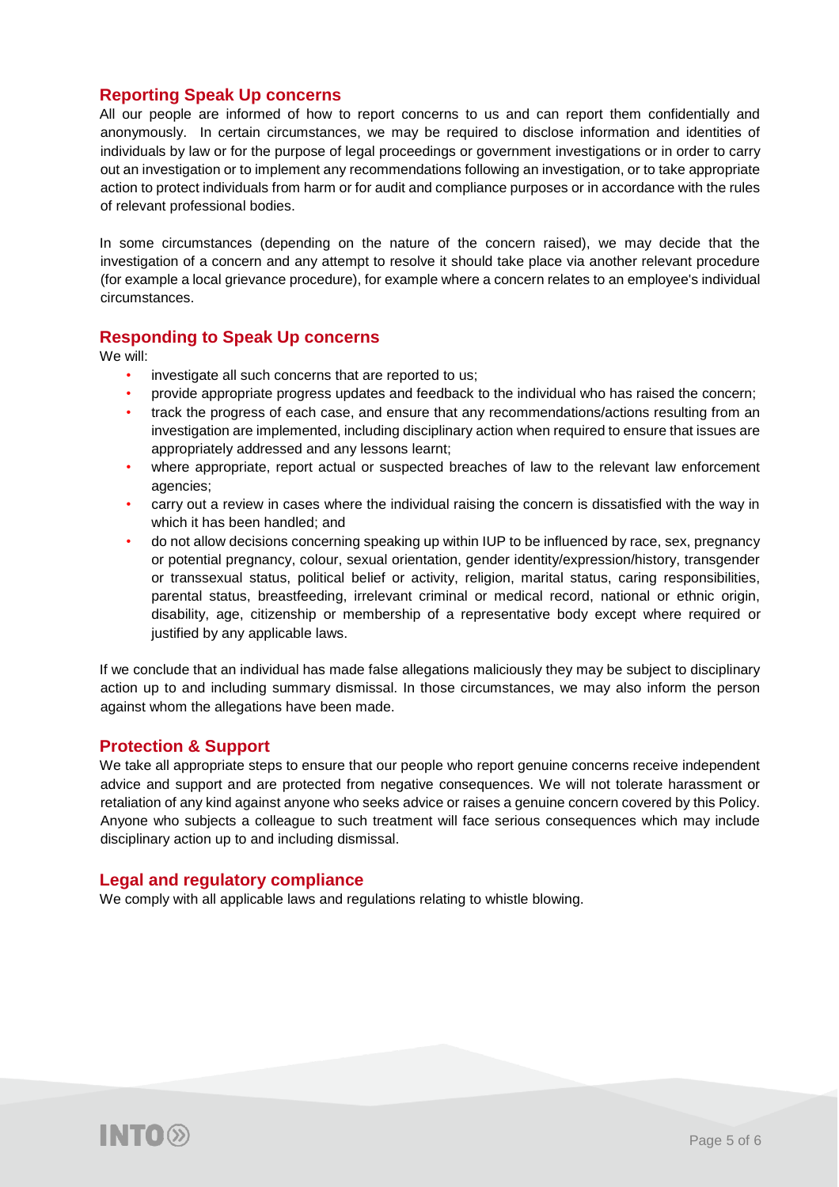## Reporting Speak Up concerns

All our people are informed of how to report concerns to us and can report them confidentially and anonymously. In certain circumstances, we may be required to disclose information and identities of individuals by law or for the purpose of legal proceedings or government investigations or in order to carry out an investigation or to implement any recommendations following an investigation, or to take appropriate action to protect individuals from harm or for audit and compliance purposes or in accordance with the rules of relevant professional bodies.

In some circumstances (depending on the nature of the concern raised), we may decide that the investigation of a concern and any attempt to resolve it should take place via another relevant procedure (for example a local grievance procedure), for example where a concern relates to an employee's individual circumstances.

## Responding to Speak Up concerns

We will:

- investigate all such concerns that are reported to us;
- provide appropriate progress updates and feedback to the individual who has raised the concern;
- track the progress of each case, and ensure that any recommendations/actions resulting from an investigation are implemented, including disciplinary action when required to ensure that issues are appropriately addressed and any lessons learnt;
- where appropriate, report actual or suspected breaches of law to the relevant law enforcement agencies;
- carry out a review in cases where the individual raising the concern is dissatisfied with the way in which it has been handled; and
- do not allow decisions concerning speaking up within IUP to be influenced by race, sex, pregnancy or potential pregnancy, colour, sexual orientation, gender identity/expression/history, transgender or transsexual status, political belief or activity, religion, marital status, caring responsibilities, parental status, breastfeeding, irrelevant criminal or medical record, national or ethnic origin, disability, age, citizenship or membership of a representative body except where required or justified by any applicable laws.

If we conclude that an individual has made false allegations maliciously they may be subject to disciplinary action up to and including summary dismissal. In those circumstances, we may also inform the person against whom the allegations have been made.

## Protection & Support

We take all appropriate steps to ensure that our people who report genuine concerns receive independent advice and support and are protected from negative consequences. We will not tolerate harassment or retaliation of any kind against anyone who seeks advice or raises a genuine concern covered by this Policy. Anyone who subjects a colleague to such treatment will face serious consequences which may include disciplinary action up to and including dismissal.

## Legal and regulatory compliance

We comply with all applicable laws and regulations relating to whistle blowing.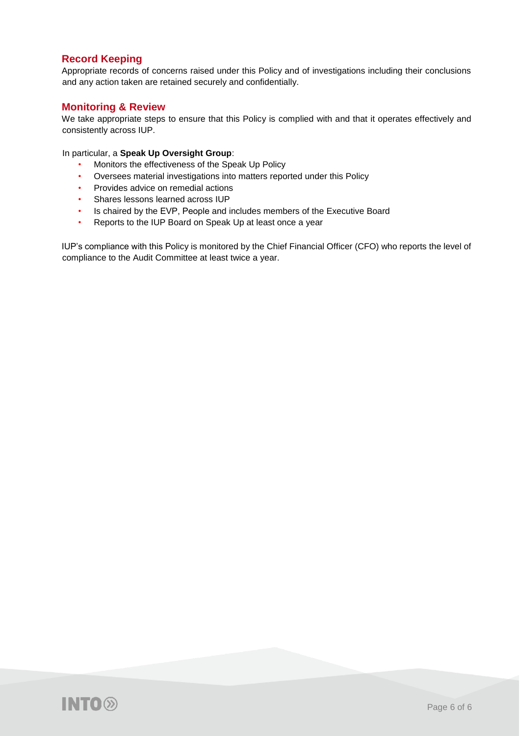## Record Keeping

Appropriate records of concerns raised under this Policy and of investigations including their conclusions and any action taken are retained securely and confidentially.

## Monitoring & Review

We take appropriate steps to ensure that this Policy is complied with and that it operates effectively and consistently across IUP.

In particular, a **Speak Up Oversight Group**:

- Monitors the effectiveness of the Speak Up Policy
- Oversees material investigations into matters reported under this Policy
- Provides advice on remedial actions
- Shares lessons learned across IUP
- Is chaired by the EVP, People and includes members of the Executive Board
- Reports to the IUP Board on Speak Up at least once a year

IUP's compliance with this Policy is monitored by the Chief Financial Officer (CFO) who reports the level of compliance to the Audit Committee at least twice a year.